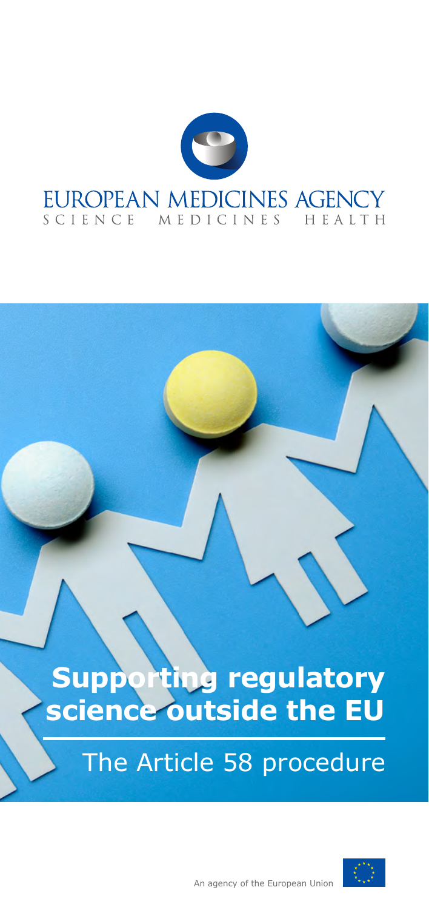EUROPEAN MEDICINES AGENCY

SCIENCE MEDICINES HEALTH

# Supporting regulatory science outside the EU

## The Article 58 procedure

An agency of the European Union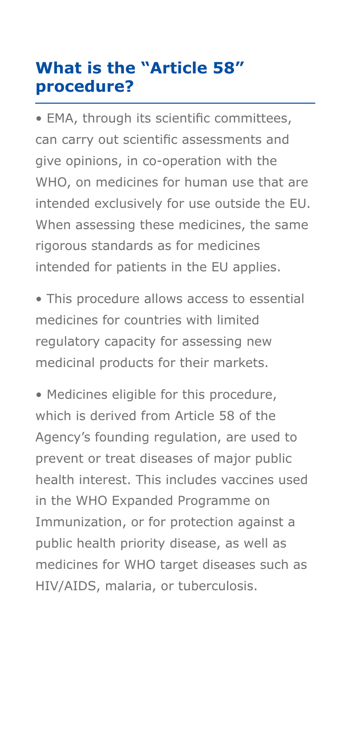## What is the "Article 58" procedure?

- EMA, through its scientific committees, can carry out scientific assessments and give opinions, in co-operation with the WHO, on medicines for human use that are intended exclusively for use outside the EU. When assessing these medicines, the same rigorous standards as for medicines intended for patients in the EU applies.

- This procedure allows access to essential medicines for countries with limited regulatory capacity for assessing new medicinal products for their markets.

- Medicines eligible for this procedure, which is derived from Article 58 of the Agency's founding regulation, are used to prevent or treat diseases of major public health interest. This includes vaccines used in the WHO Expanded Programme on Immunization, or for protection against a public health priority disease, as well as medicines for WHO target diseases such as HIV/AIDS, malaria, or tuberculosis.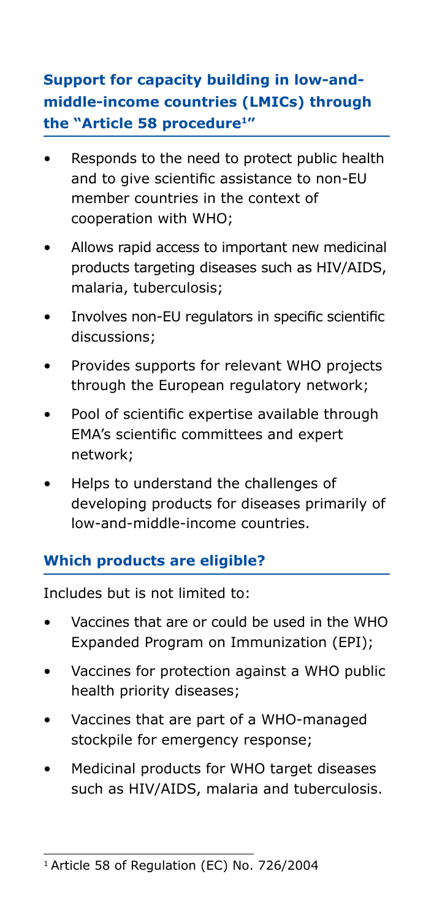## Support for capacity building in low-and-middle-income countries (LMICs) through the "Article 58 procedure[1]"

- Responds to the need to protect public health and to give scientific assistance to non-EU member countries in the context of cooperation with WHO;
- Allows rapid access to important new medicinal products targeting diseases such as HIV/AIDS, malaria, tuberculosis;
- Involves non-EU regulators in specific scientific discussions;
- Provides supports for relevant WHO projects through the European regulatory network;
- Pool of scientific expertise available through EMA's scientific committees and expert network;
- Helps to understand the challenges of developing products for diseases primarily of low-and-middle-income countries.

## Which products are eligible?

Includes but is not limited to:

- Vaccines that are or could be used in the WHO Expanded Program on Immunization (EPI);
- Vaccines for protection against a WHO public health priority diseases;
- Vaccines that are part of a WHO-managed stockpile for emergency response;
- Medicinal products for WHO target diseases such as HIV/AIDS, malaria and tuberculosis.

---

[1] Article 58 of Regulation (EC) No. 726/2004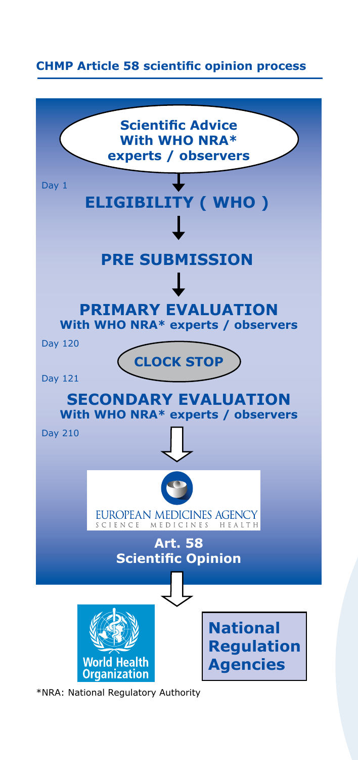## CHMP Article 58 scientific opinion process

**Scientific Advice With WHO NRA* experts / observers**

Day 1

**ELIGIBILITY ( WHO )**

**PRE SUBMISSION**

**PRIMARY EVALUATION**
**With WHO NRA* experts / observers**

Day 120

**CLOCK STOP**

Day 121

**SECONDARY EVALUATION**
**With WHO NRA* experts / observers**

Day 210

EUROPEAN MEDICINES AGENCY
SCIENCE MEDICINES HEALTH

**Art. 58**
**Scientific Opinion**

World Health Organization

**National Regulation Agencies**

*NRA: National Regulatory Authority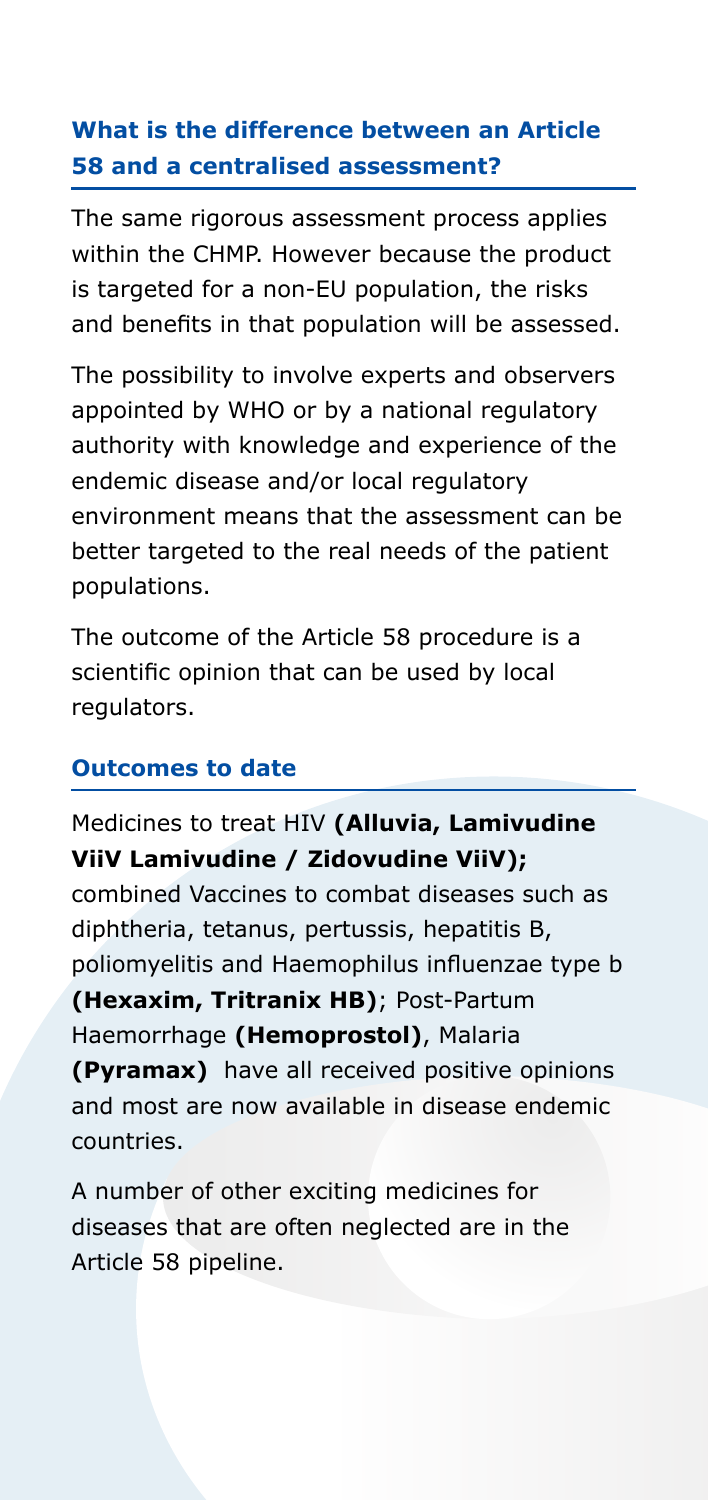## What is the difference between an Article 58 and a centralised assessment?

The same rigorous assessment process applies within the CHMP. However because the product is targeted for a non-EU population, the risks and benefits in that population will be assessed.

The possibility to involve experts and observers appointed by WHO or by a national regulatory authority with knowledge and experience of the endemic disease and/or local regulatory environment means that the assessment can be better targeted to the real needs of the patient populations.

The outcome of the Article 58 procedure is a scientific opinion that can be used by local regulators.

## Outcomes to date

Medicines to treat HIV **(Alluvia, Lamivudine ViiV Lamivudine / Zidovudine ViiV);** combined Vaccines to combat diseases such as diphtheria, tetanus, pertussis, hepatitis B, poliomyelitis and Haemophilus influenzae type b **(Hexaxim, Tritranix HB)**; Post-Partum Haemorrhage **(Hemoprostol)**, Malaria **(Pyramax)** have all received positive opinions and most are now available in disease endemic countries.

A number of other exciting medicines for diseases that are often neglected are in the Article 58 pipeline.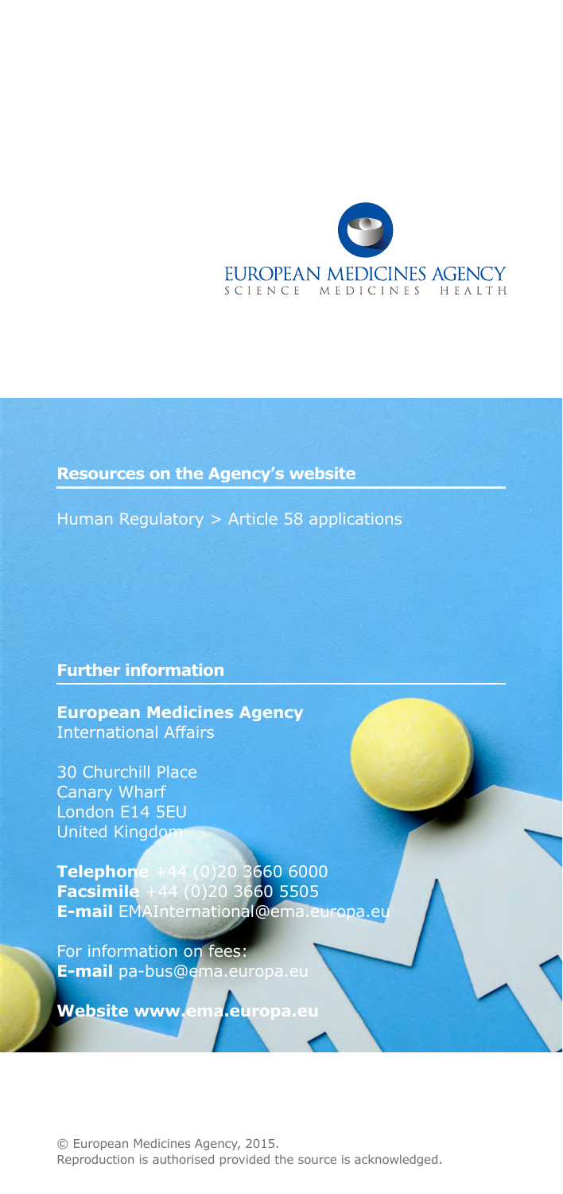EUROPEAN MEDICINES AGENCY
SCIENCE MEDICINES HEALTH

**Resources on the Agency's website**

Human Regulatory > Article 58 applications

**Further information**

**European Medicines Agency**
International Affairs

30 Churchill Place
Canary Wharf
London E14 5EU
United Kingdom

**Telephone** +44 (0)20 3660 6000
**Facsimile** +44 (0)20 3660 5505
**E-mail** EMAInternational@ema.europa.eu

For information on fees:
**E-mail** pa-bus@ema.europa.eu

**Website www.ema.europa.eu**

© European Medicines Agency, 2015.
Reproduction is authorised provided the source is acknowledged.